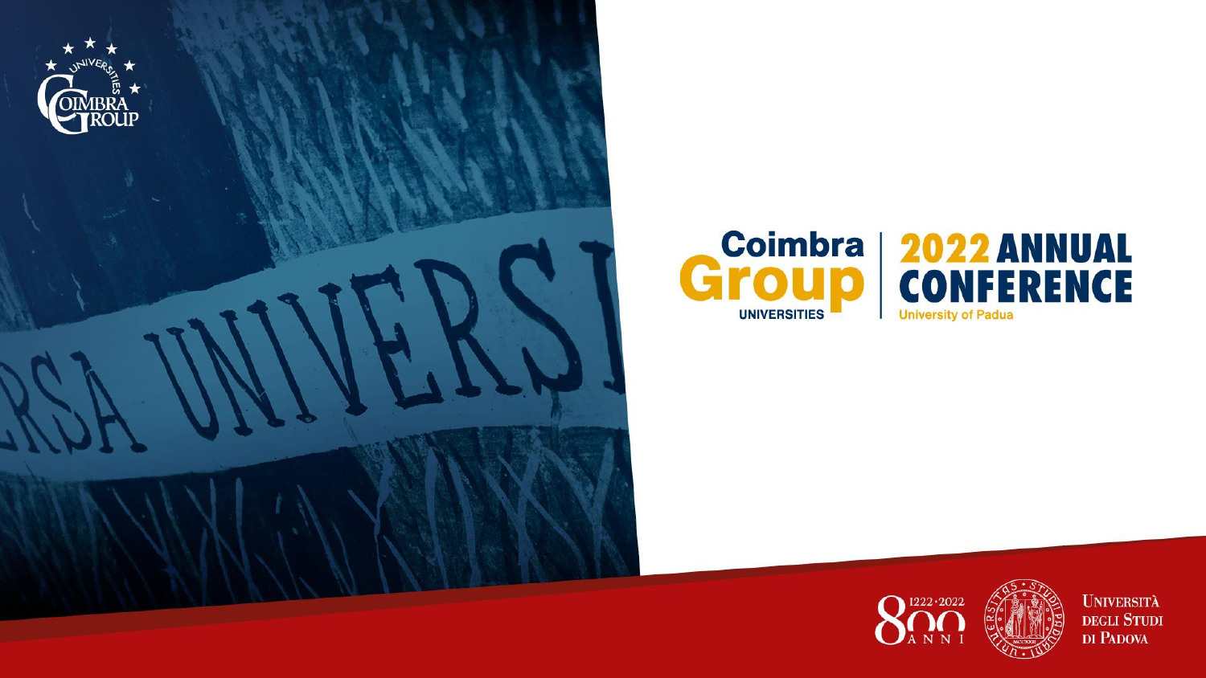# Coimbra Group UNIVERSITIES | 2022 ANNUAL CONFERENCE

University of Padua

Università degli Studi di Padova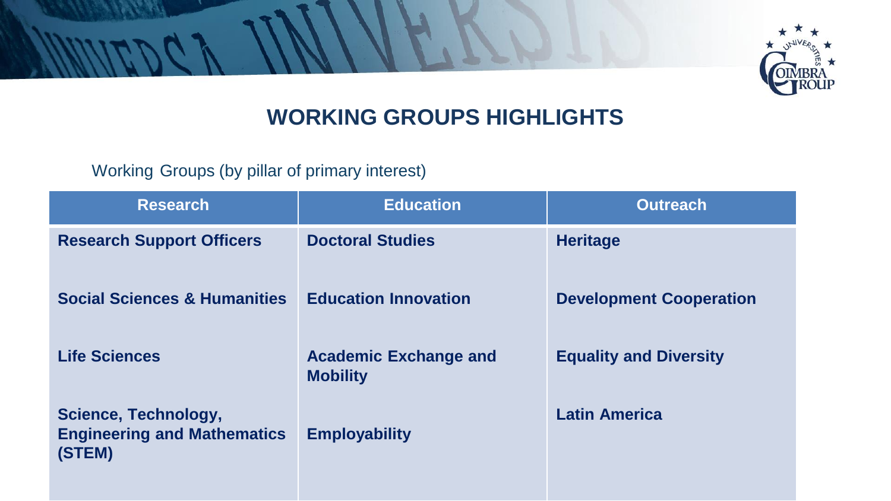# WORKING GROUPS HIGHLIGHTS

Working Groups (by pillar of primary interest)

| Research | Education | Outreach |
|---|---|---|
| **Research Support Officers** | **Doctoral Studies** | **Heritage** |
| **Social Sciences & Humanities** | **Education Innovation** | **Development Cooperation** |
| **Life Sciences** | **Academic Exchange and Mobility** | **Equality and Diversity** |
| **Science, Technology, Engineering and Mathematics (STEM)** | **Employability** | **Latin America** |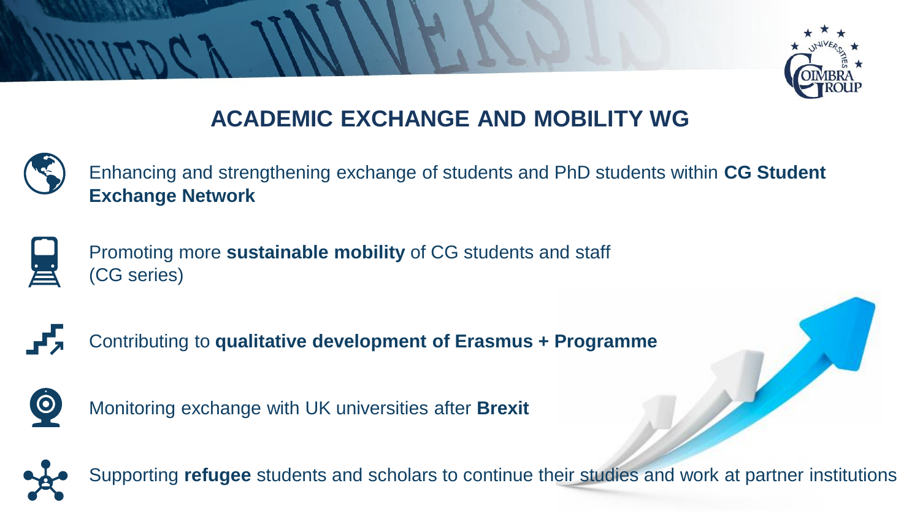# ACADEMIC EXCHANGE AND MOBILITY WG

- Enhancing and strengthening exchange of students and PhD students within **CG Student Exchange Network**
- Promoting more **sustainable mobility** of CG students and staff (CG series)
- Contributing to **qualitative development of Erasmus + Programme**
- Monitoring exchange with UK universities after **Brexit**
- Supporting **refugee** students and scholars to continue their studies and work at partner institutions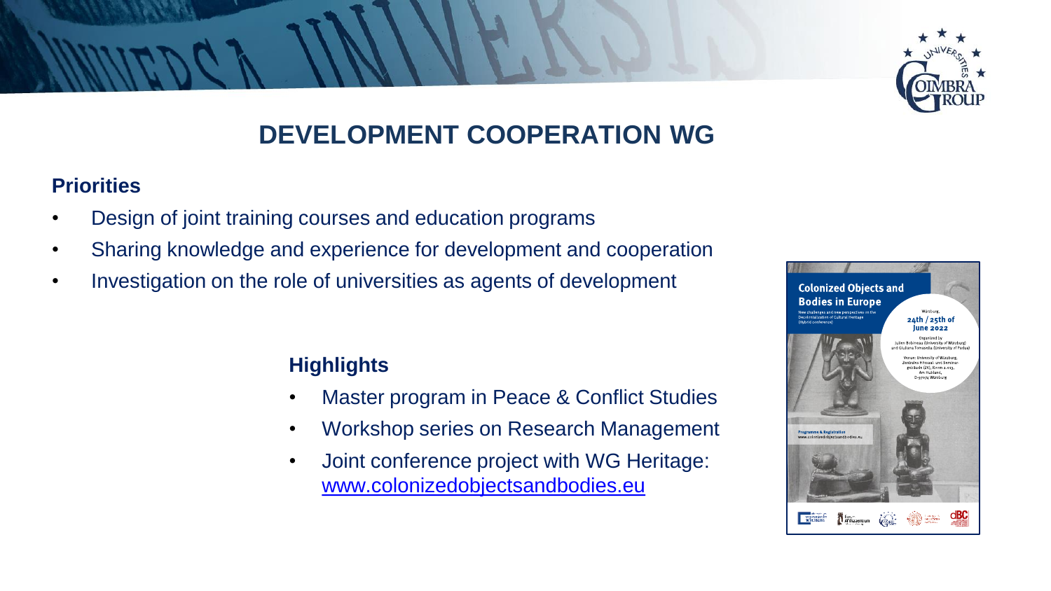# DEVELOPMENT COOPERATION WG

## Priorities

- Design of joint training courses and education programs
- Sharing knowledge and experience for development and cooperation
- Investigation on the role of universities as agents of development

## Highlights

- Master program in Peace & Conflict Studies
- Workshop series on Research Management
- Joint conference project with WG Heritage: www.colonizedobjectsandbodies.eu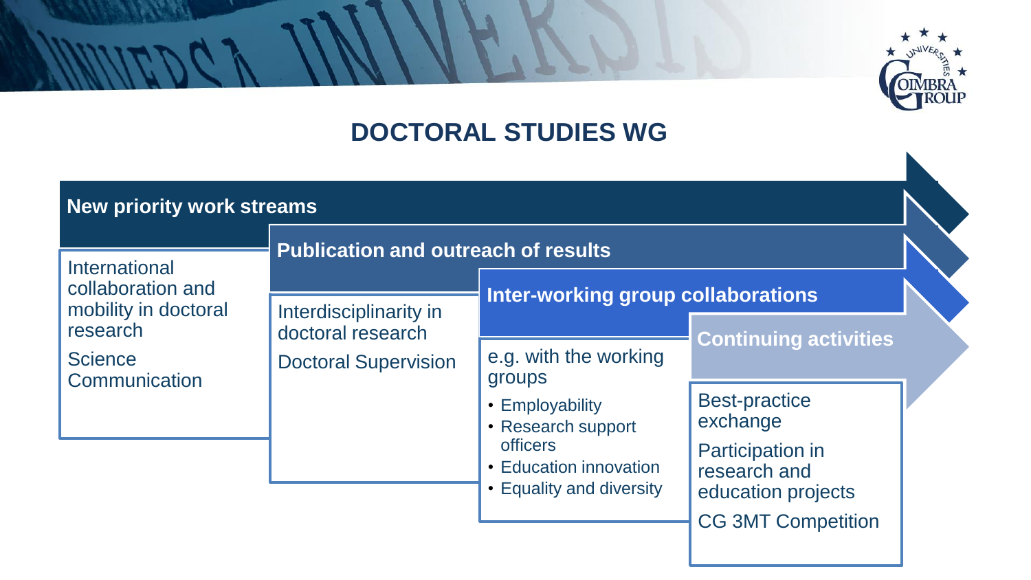# DOCTORAL STUDIES WG

## New priority work streams

International collaboration and mobility in doctoral research

Science Communication

## Publication and outreach of results

Interdisciplinarity in doctoral research

Doctoral Supervision

## Inter-working group collaborations

e.g. with the working groups

- Employability
- Research support officers
- Education innovation
- Equality and diversity

## Continuing activities

Best-practice exchange

Participation in research and education projects

CG 3MT Competition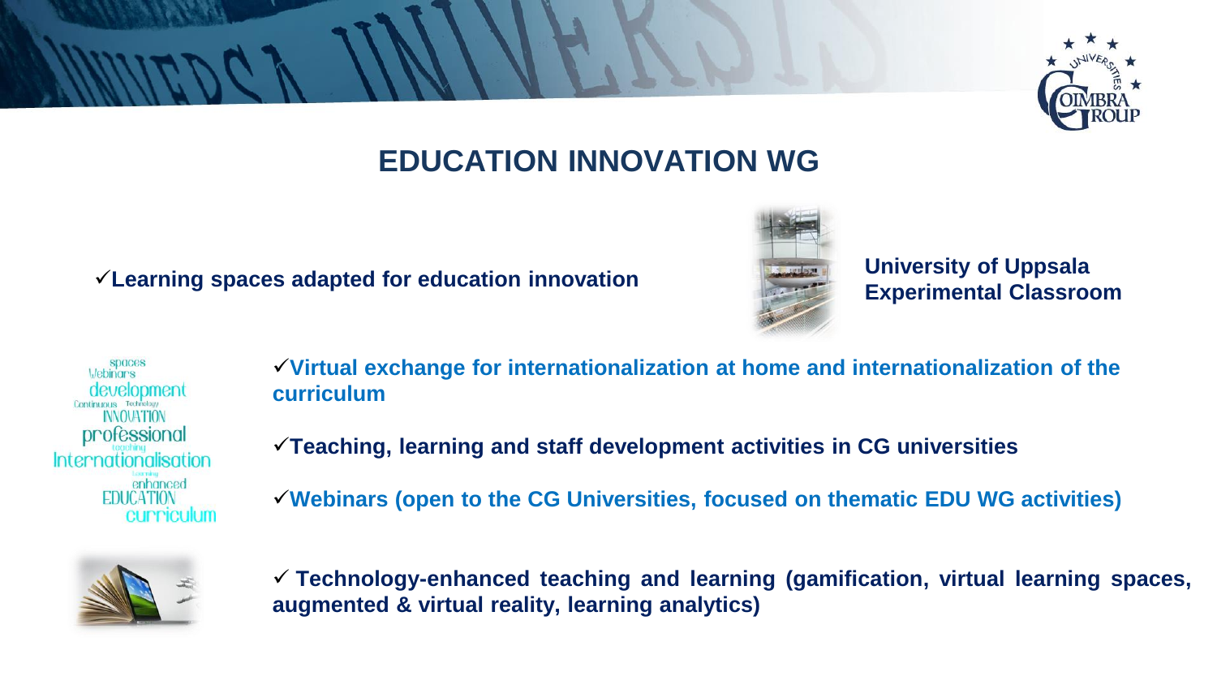# EDUCATION INNOVATION WG

✓**Learning spaces adapted for education innovation**

**University of Uppsala Experimental Classroom**

✓**Virtual exchange for internationalization at home and internationalization of the curriculum**

✓**Teaching, learning and staff development activities in CG universities**

✓**Webinars (open to the CG Universities, focused on thematic EDU WG activities)**

✓ **Technology-enhanced teaching and learning (gamification, virtual learning spaces, augmented & virtual reality, learning analytics)**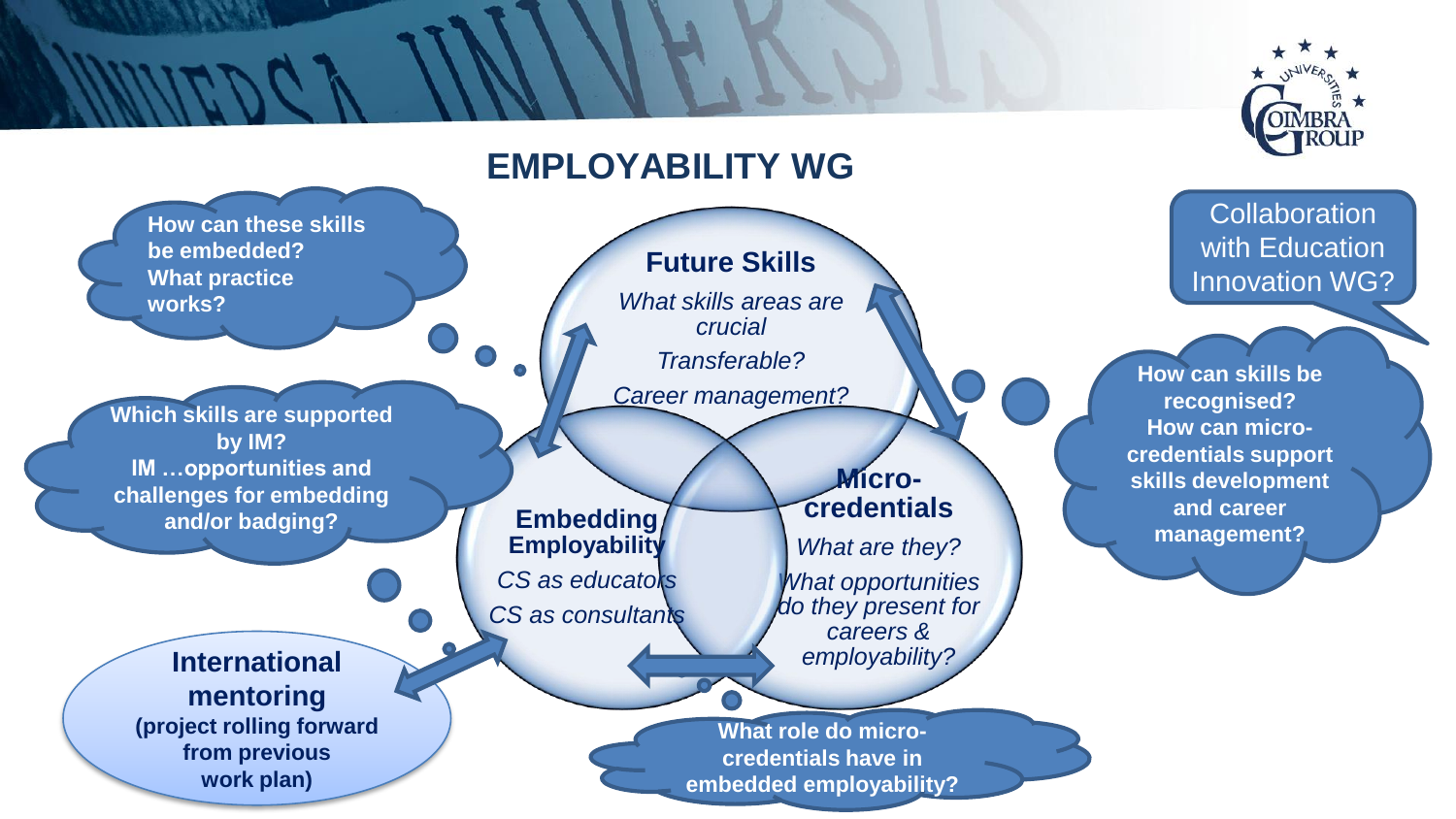# EMPLOYABILITY WG

**Future Skills**

*What skills areas are crucial*

*Transferable?*

*Career management?*

**Embedding Employability**

*CS as educators*

*CS as consultants*

**Micro-credentials**

*What are they?*

*What opportunities do they present for careers & employability?*

**How can these skills be embedded? What practice works?**

**Which skills are supported by IM? IM …opportunities and challenges for embedding and/or badging?**

**International mentoring (project rolling forward from previous work plan)**

Collaboration with Education Innovation WG?

**How can skills be recognised? How can micro-credentials support skills development and career management?**

**What role do micro-credentials have in embedded employability?**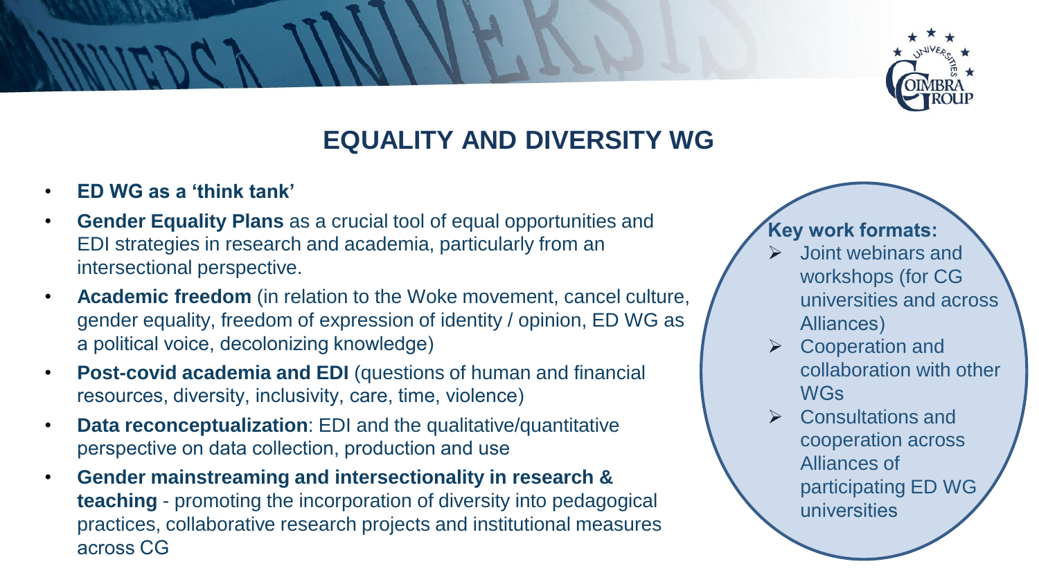# EQUALITY AND DIVERSITY WG

- **ED WG as a 'think tank'**
- **Gender Equality Plans** as a crucial tool of equal opportunities and EDI strategies in research and academia, particularly from an intersectional perspective.
- **Academic freedom** (in relation to the Woke movement, cancel culture, gender equality, freedom of expression of identity / opinion, ED WG as a political voice, decolonizing knowledge)
- **Post-covid academia and EDI** (questions of human and financial resources, diversity, inclusivity, care, time, violence)
- **Data reconceptualization**: EDI and the qualitative/quantitative perspective on data collection, production and use
- **Gender mainstreaming and intersectionality in research & teaching** - promoting the incorporation of diversity into pedagogical practices, collaborative research projects and institutional measures across CG

**Key work formats:**

- Joint webinars and workshops (for CG universities and across Alliances)
- Cooperation and collaboration with other WGs
- Consultations and cooperation across Alliances of participating ED WG universities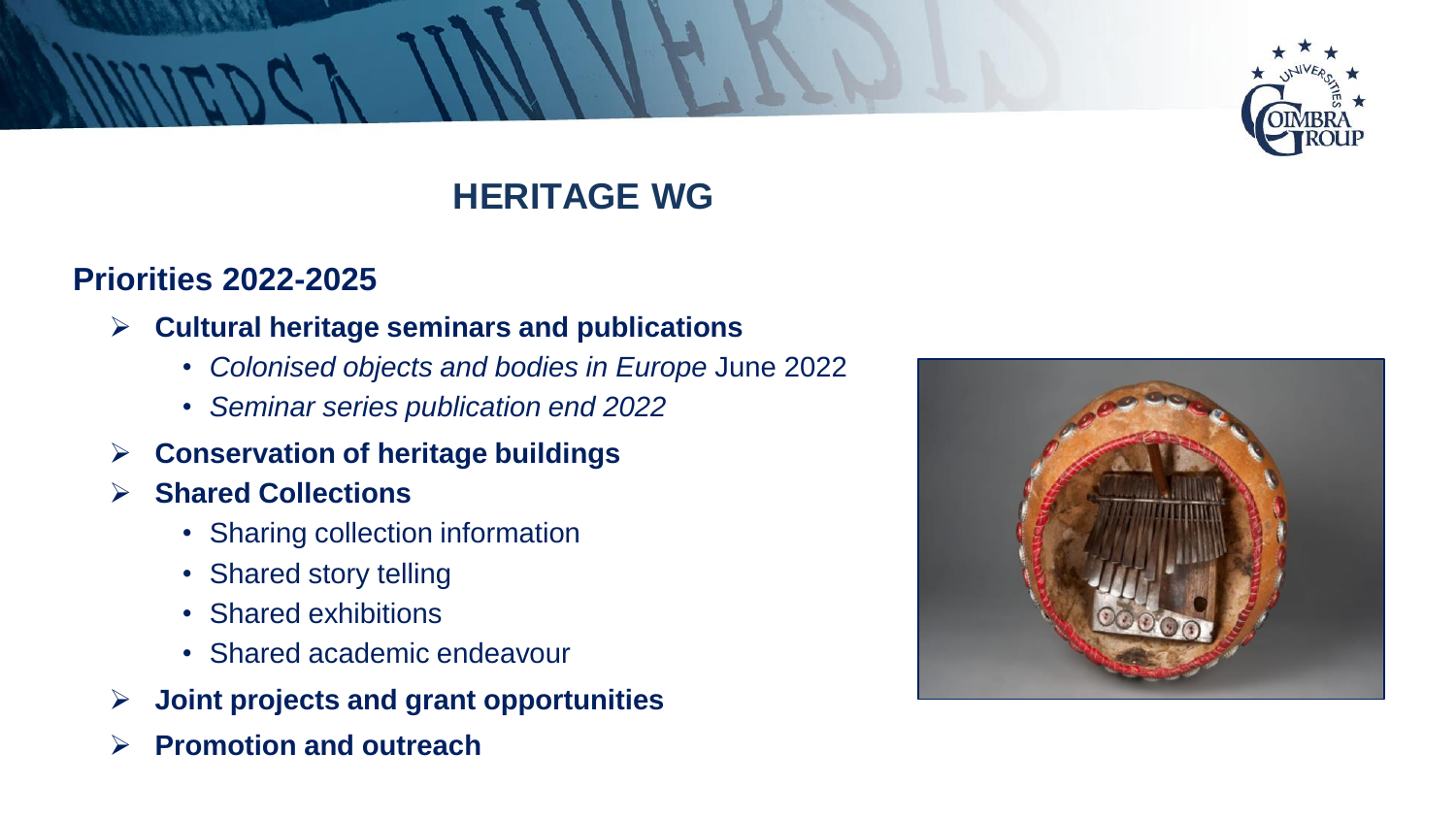# HERITAGE WG

## Priorities 2022-2025

- **Cultural heritage seminars and publications**
  - *Colonised objects and bodies in Europe* June 2022
  - *Seminar series publication end 2022*
- **Conservation of heritage buildings**
- **Shared Collections**
  - Sharing collection information
  - Shared story telling
  - Shared exhibitions
  - Shared academic endeavour
- **Joint projects and grant opportunities**
- **Promotion and outreach**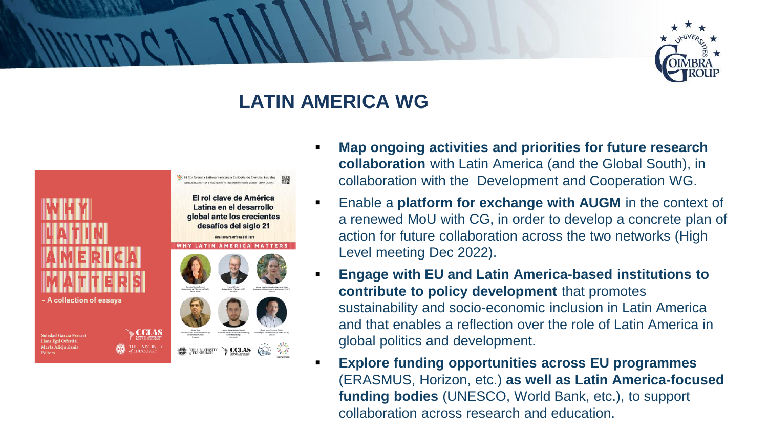## LATIN AMERICA WG

- **Map ongoing activities and priorities for future research collaboration** with Latin America (and the Global South), in collaboration with the Development and Cooperation WG.
- Enable a **platform for exchange with AUGM** in the context of a renewed MoU with CG, in order to develop a concrete plan of action for future collaboration across the two networks (High Level meeting Dec 2022).
- **Engage with EU and Latin America-based institutions to contribute to policy development** that promotes sustainability and socio-economic inclusion in Latin America and that enables a reflection over the role of Latin America in global politics and development.
- **Explore funding opportunities across EU programmes** (ERASMUS, Horizon, etc.) **as well as Latin America-focused funding bodies** (UNESCO, World Bank, etc.), to support collaboration across research and education.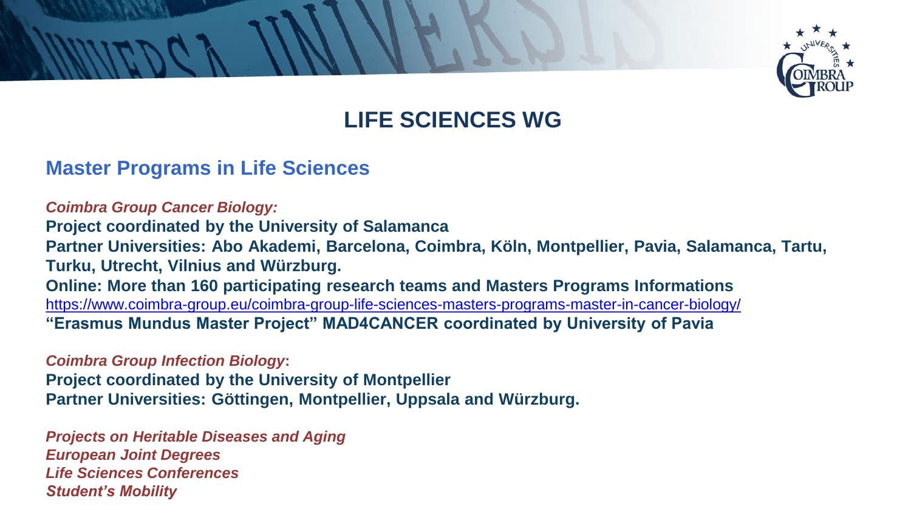# LIFE SCIENCES WG

## Master Programs in Life Sciences

***Coimbra Group Cancer Biology:***

**Project coordinated by the University of Salamanca**

**Partner Universities: Abo Akademi, Barcelona, Coimbra, Köln, Montpellier, Pavia, Salamanca, Tartu, Turku, Utrecht, Vilnius and Würzburg.**

**Online: More than 160 participating research teams and Masters Programs Informations**

https://www.coimbra-group.eu/coimbra-group-life-sciences-masters-programs-master-in-cancer-biology/

**"Erasmus Mundus Master Project" MAD4CANCER coordinated by University of Pavia**

***Coimbra Group Infection Biology*:**

**Project coordinated by the University of Montpellier**

**Partner Universities: Göttingen, Montpellier, Uppsala and Würzburg.**

***Projects on Heritable Diseases and Aging***

***European Joint Degrees***

***Life Sciences Conferences***

***Student's Mobility***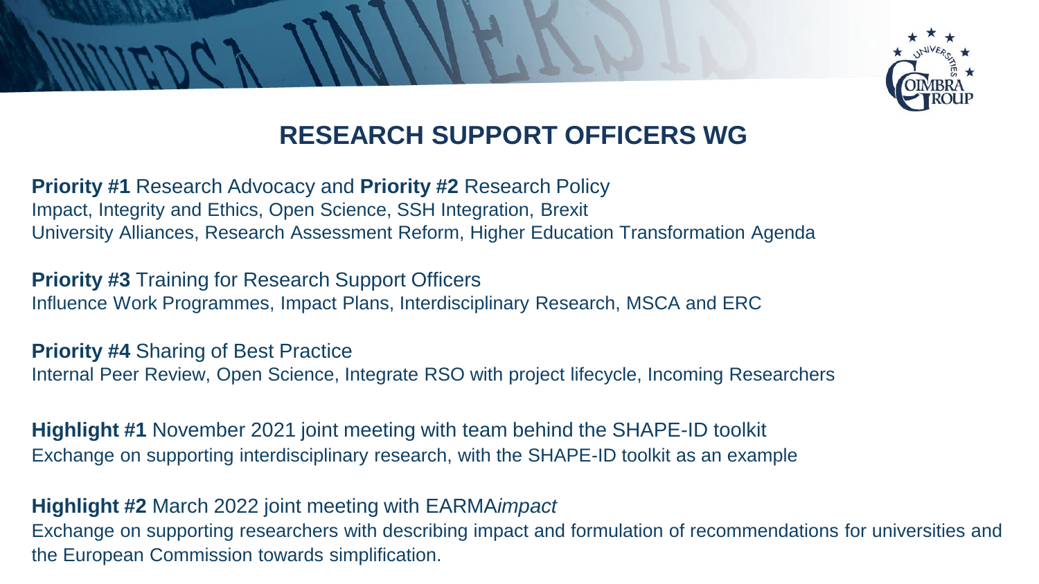## RESEARCH SUPPORT OFFICERS WG

**Priority #1** Research Advocacy and **Priority #2** Research Policy
Impact, Integrity and Ethics, Open Science, SSH Integration, Brexit
University Alliances, Research Assessment Reform, Higher Education Transformation Agenda

**Priority #3** Training for Research Support Officers
Influence Work Programmes, Impact Plans, Interdisciplinary Research, MSCA and ERC

**Priority #4** Sharing of Best Practice
Internal Peer Review, Open Science, Integrate RSO with project lifecycle, Incoming Researchers

**Highlight #1** November 2021 joint meeting with team behind the SHAPE-ID toolkit
Exchange on supporting interdisciplinary research, with the SHAPE-ID toolkit as an example

**Highlight #2** March 2022 joint meeting with EARMA*impact*
Exchange on supporting researchers with describing impact and formulation of recommendations for universities and the European Commission towards simplification.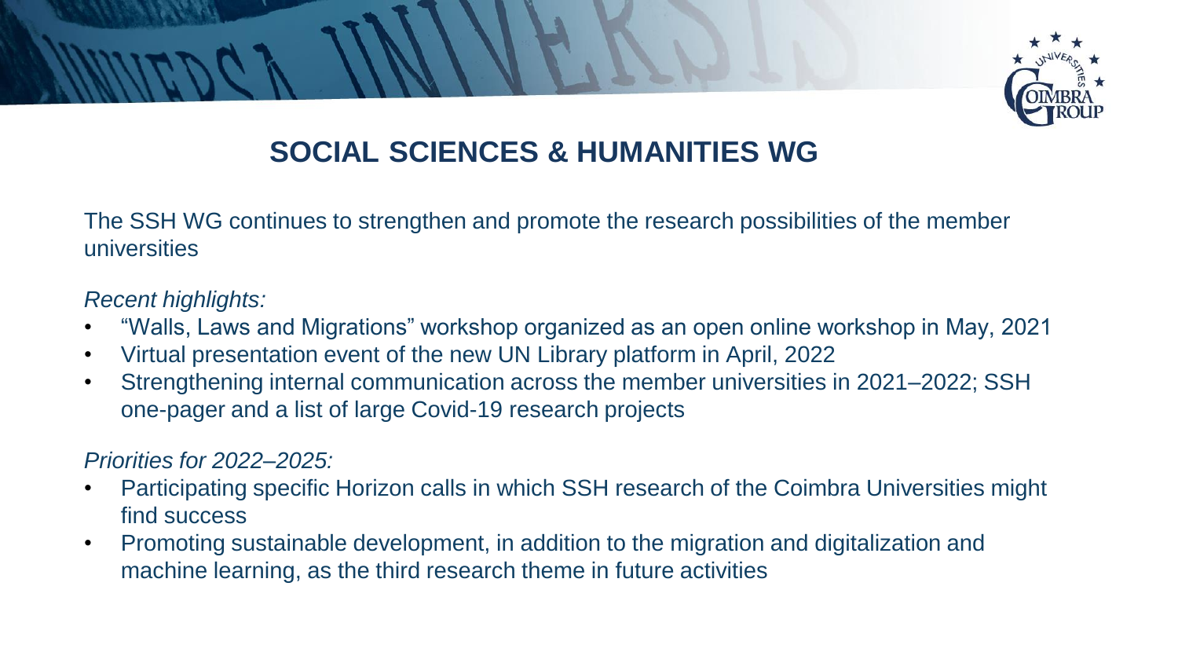# SOCIAL SCIENCES & HUMANITIES WG

The SSH WG continues to strengthen and promote the research possibilities of the member universities

*Recent highlights:*

- “Walls, Laws and Migrations” workshop organized as an open online workshop in May, 2021
- Virtual presentation event of the new UN Library platform in April, 2022
- Strengthening internal communication across the member universities in 2021–2022; SSH one-pager and a list of large Covid-19 research projects

*Priorities for 2022–2025:*

- Participating specific Horizon calls in which SSH research of the Coimbra Universities might find success
- Promoting sustainable development, in addition to the migration and digitalization and machine learning, as the third research theme in future activities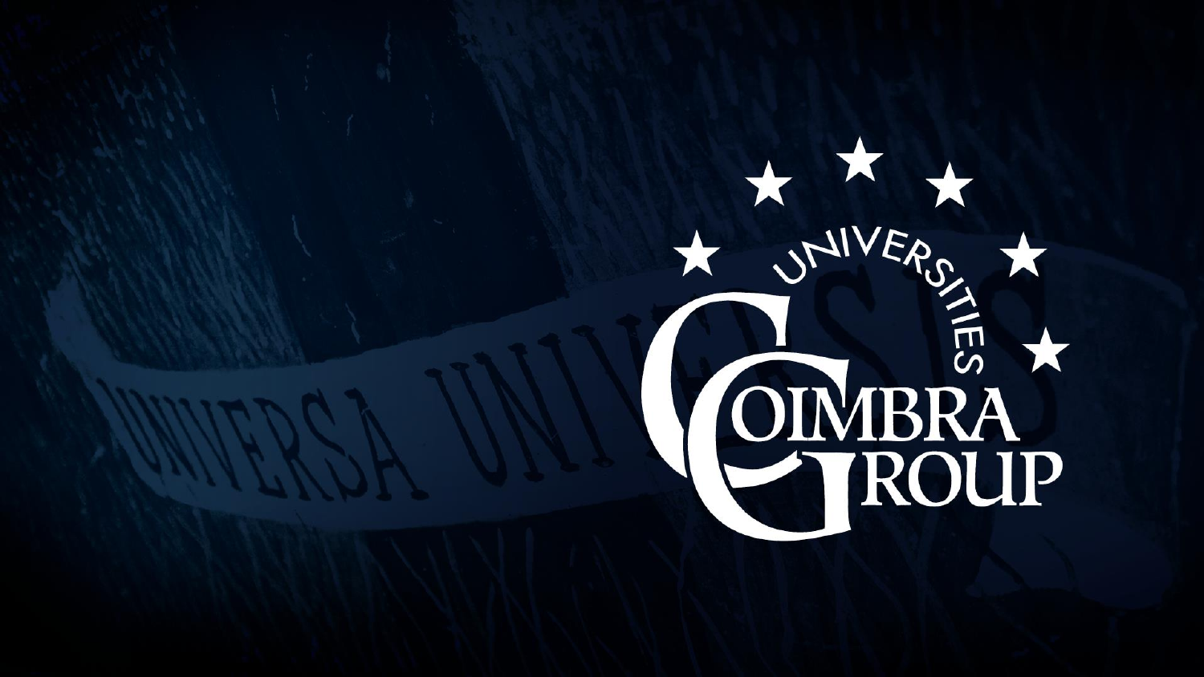UNIVERSITIES

COIMBRA GROUP